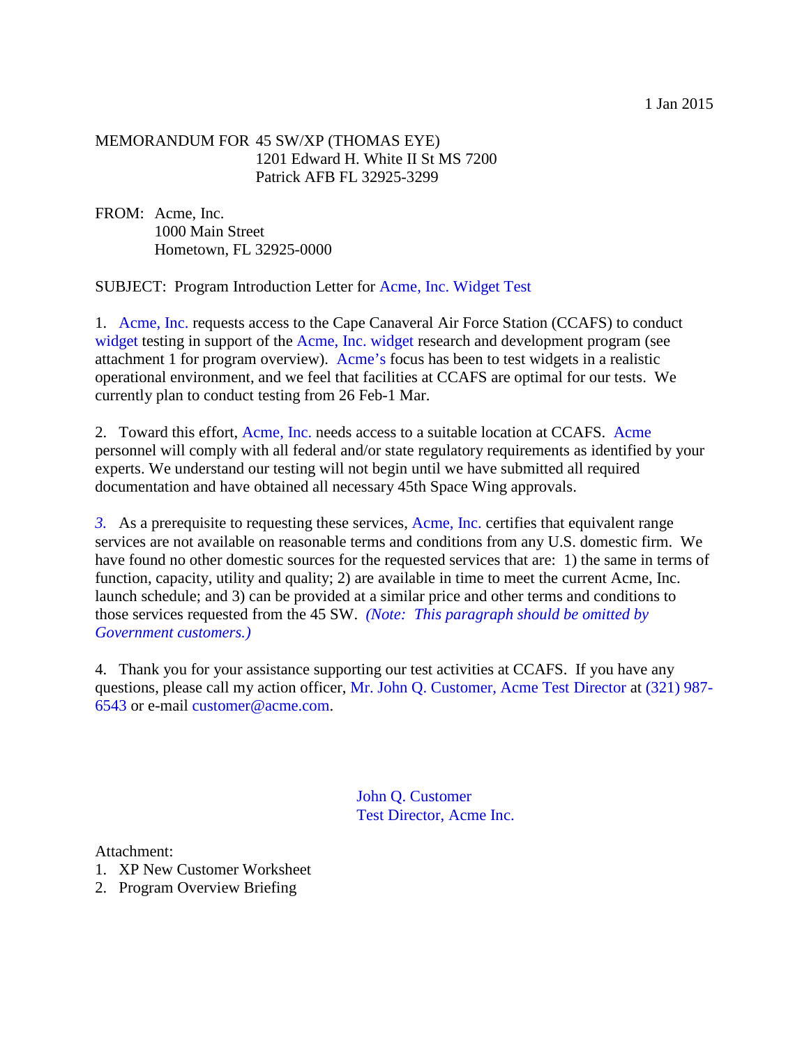1 Jan 2015

MEMORANDUM FOR 45 SW/XP (THOMAS EYE)
1201 Edward H. White II St MS 7200
Patrick AFB FL 32925-3299

FROM: Acme, Inc.
1000 Main Street
Hometown, FL 32925-0000

SUBJECT: Program Introduction Letter for Acme, Inc. Widget Test

1. Acme, Inc. requests access to the Cape Canaveral Air Force Station (CCAFS) to conduct widget testing in support of the Acme, Inc. widget research and development program (see attachment 1 for program overview). Acme's focus has been to test widgets in a realistic operational environment, and we feel that facilities at CCAFS are optimal for our tests. We currently plan to conduct testing from 26 Feb-1 Mar.

2. Toward this effort, Acme, Inc. needs access to a suitable location at CCAFS. Acme personnel will comply with all federal and/or state regulatory requirements as identified by your experts. We understand our testing will not begin until we have submitted all required documentation and have obtained all necessary 45th Space Wing approvals.

*3.* As a prerequisite to requesting these services, Acme, Inc. certifies that equivalent range services are not available on reasonable terms and conditions from any U.S. domestic firm. We have found no other domestic sources for the requested services that are: 1) the same in terms of function, capacity, utility and quality; 2) are available in time to meet the current Acme, Inc. launch schedule; and 3) can be provided at a similar price and other terms and conditions to those services requested from the 45 SW. *(Note: This paragraph should be omitted by Government customers.)*

4. Thank you for your assistance supporting our test activities at CCAFS. If you have any questions, please call my action officer, Mr. John Q. Customer, Acme Test Director at (321) 987-6543 or e-mail customer@acme.com.

John Q. Customer
Test Director, Acme Inc.

Attachment:
1. XP New Customer Worksheet
2. Program Overview Briefing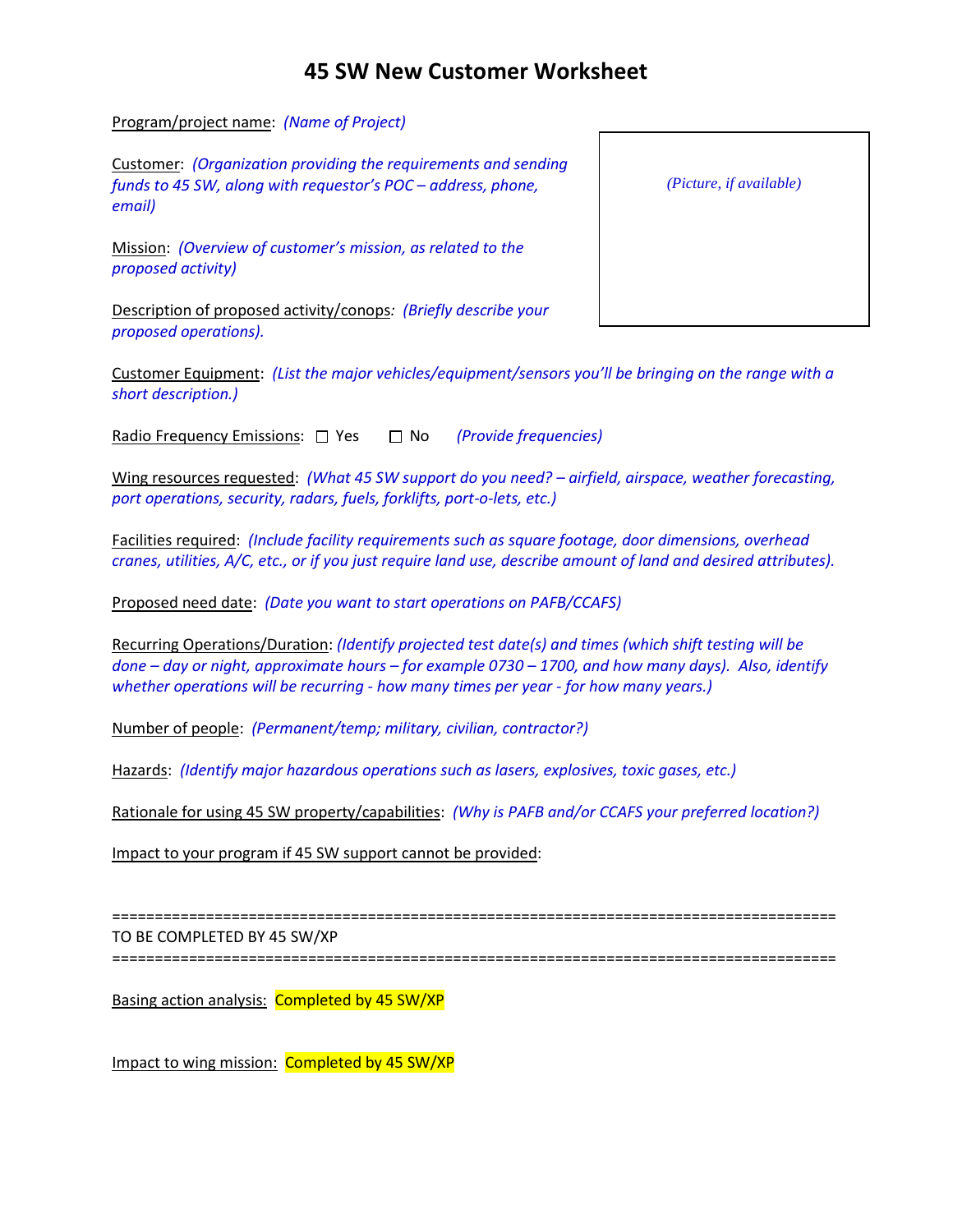# 45 SW New Customer Worksheet

Program/project name: *(Name of Project)*

Customer: *(Organization providing the requirements and sending funds to 45 SW, along with requestor's POC – address, phone, email)*

*(Picture, if available)*

Mission: *(Overview of customer's mission, as related to the proposed activity)*

Description of proposed activity/conops: *(Briefly describe your proposed operations).*

Customer Equipment: *(List the major vehicles/equipment/sensors you'll be bringing on the range with a short description.)*

Radio Frequency Emissions: ☐ Yes ☐ No *(Provide frequencies)*

Wing resources requested: *(What 45 SW support do you need? – airfield, airspace, weather forecasting, port operations, security, radars, fuels, forklifts, port-o-lets, etc.)*

Facilities required: *(Include facility requirements such as square footage, door dimensions, overhead cranes, utilities, A/C, etc., or if you just require land use, describe amount of land and desired attributes).*

Proposed need date: *(Date you want to start operations on PAFB/CCAFS)*

Recurring Operations/Duration: *(Identify projected test date(s) and times (which shift testing will be done – day or night, approximate hours – for example 0730 – 1700, and how many days). Also, identify whether operations will be recurring - how many times per year - for how many years.)*

Number of people: *(Permanent/temp; military, civilian, contractor?)*

Hazards: *(Identify major hazardous operations such as lasers, explosives, toxic gases, etc.)*

Rationale for using 45 SW property/capabilities: *(Why is PAFB and/or CCAFS your preferred location?)*

Impact to your program if 45 SW support cannot be provided:

===================================================================================

TO BE COMPLETED BY 45 SW/XP

===================================================================================

Basing action analysis: Completed by 45 SW/XP

Impact to wing mission: Completed by 45 SW/XP